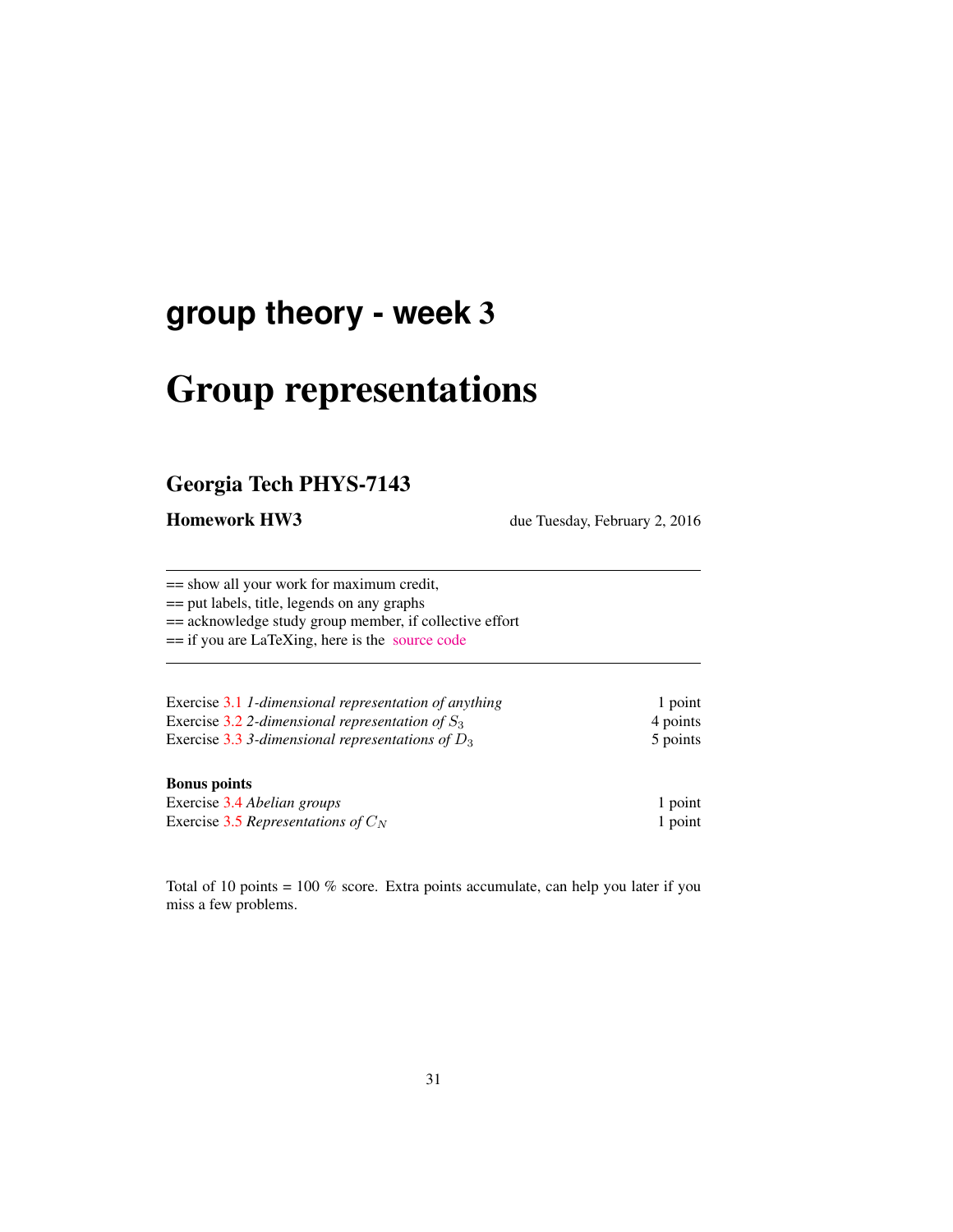# group theory - week 3

# Group representations

## Georgia Tech PHYS-7143

**Homework HW3** due Tuesday, February 2, 2016

---

== show all your work for maximum credit,
== put labels, title, legends on any graphs
== acknowledge study group member, if collective effort
== if you are LaTeXing, here is the source code

---

| | |
|---|---|
| Exercise 3.1 *1-dimensional representation of anything* | 1 point |
| Exercise 3.2 *2-dimensional representation of $S_3$* | 4 points |
| Exercise 3.3 *3-dimensional representations of $D_3$* | 5 points |

**Bonus points**

| | |
|---|---|
| Exercise 3.4 *Abelian groups* | 1 point |
| Exercise 3.5 *Representations of $C_N$* | 1 point |

Total of 10 points = 100 % score. Extra points accumulate, can help you later if you miss a few problems.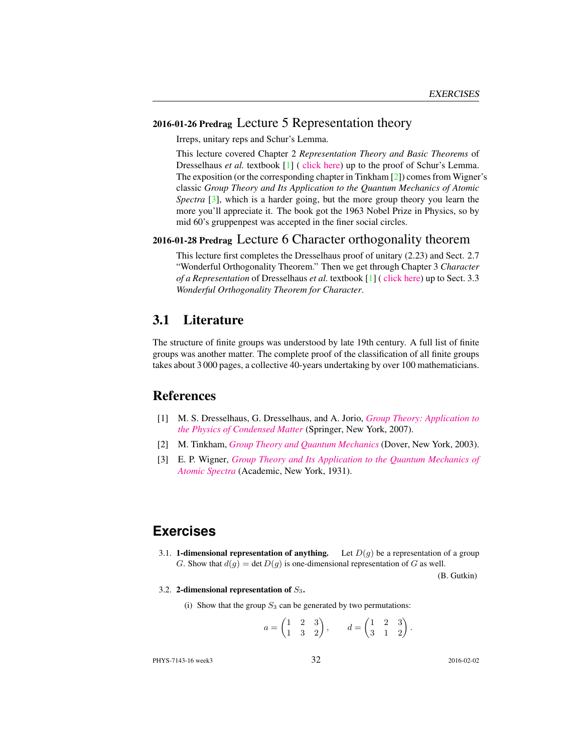**2016-01-26 Predrag** Lecture 5 Representation theory

Irreps, unitary reps and Schur's Lemma.

This lecture covered Chapter 2 *Representation Theory and Basic Theorems* of Dresselhaus *et al.* textbook [1] ( click here) up to the proof of Schur's Lemma. The exposition (or the corresponding chapter in Tinkham [2]) comes from Wigner's classic *Group Theory and Its Application to the Quantum Mechanics of Atomic Spectra* [3], which is a harder going, but the more group theory you learn the more you'll appreciate it. The book got the 1963 Nobel Prize in Physics, so by mid 60's gruppenpest was accepted in the finer social circles.

**2016-01-28 Predrag** Lecture 6 Character orthogonality theorem

This lecture first completes the Dresselhaus proof of unitary (2.23) and Sect. 2.7 "Wonderful Orthogonality Theorem." Then we get through Chapter 3 *Character of a Representation* of Dresselhaus *et al.* textbook [1] ( click here) up to Sect. 3.3 *Wonderful Orthogonality Theorem for Character*.

## 3.1 Literature

The structure of finite groups was understood by late 19th century. A full list of finite groups was another matter. The complete proof of the classification of all finite groups takes about 3 000 pages, a collective 40-years undertaking by over 100 mathematicians.

## References

[1] M. S. Dresselhaus, G. Dresselhaus, and A. Jorio, *Group Theory: Application to the Physics of Condensed Matter* (Springer, New York, 2007).

[2] M. Tinkham, *Group Theory and Quantum Mechanics* (Dover, New York, 2003).

[3] E. P. Wigner, *Group Theory and Its Application to the Quantum Mechanics of Atomic Spectra* (Academic, New York, 1931).

## Exercises

3.1. **1-dimensional representation of anything.** Let $D(g)$ be a representation of a group $G$. Show that $d(g) = \det D(g)$ is one-dimensional representation of $G$ as well.

(B. Gutkin)

3.2. **2-dimensional representation of $S_3$.**

(i) Show that the group $S_3$ can be generated by two permutations:

$$a = \begin{pmatrix} 1 & 2 & 3 \\ 1 & 3 & 2 \end{pmatrix}, \qquad d = \begin{pmatrix} 1 & 2 & 3 \\ 3 & 1 & 2 \end{pmatrix}.$$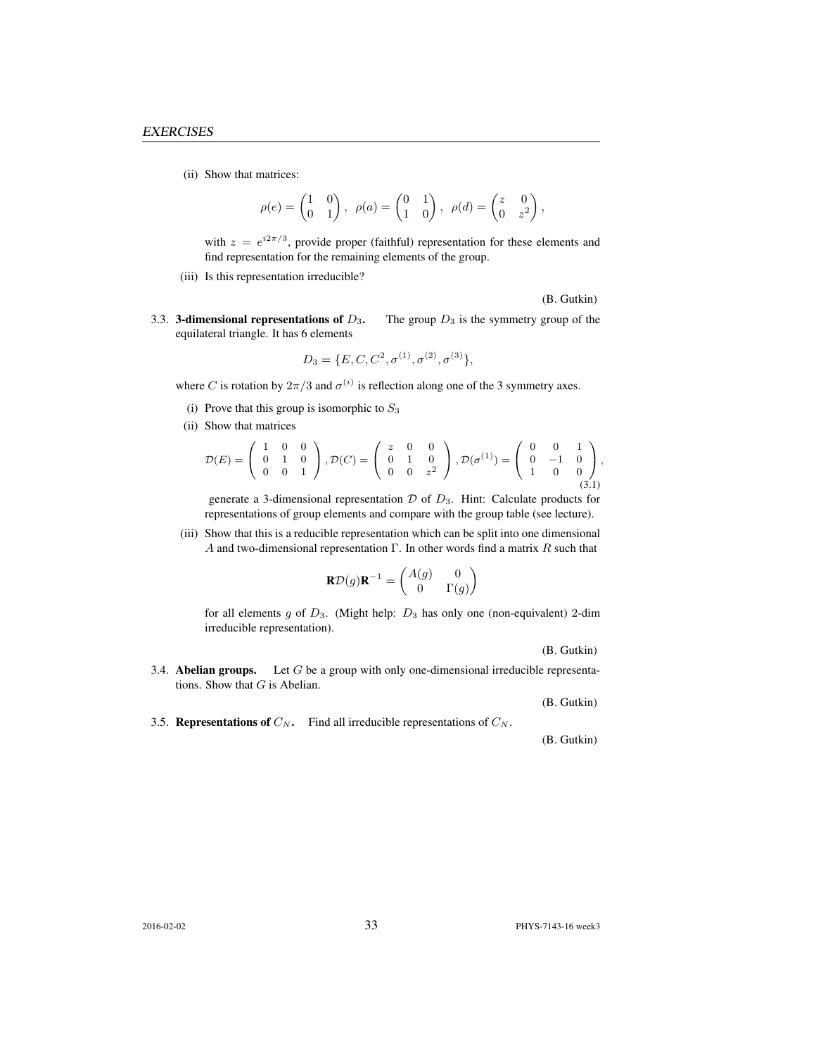(ii) Show that matrices:

$$\rho(e) = \begin{pmatrix} 1 & 0 \\ 0 & 1 \end{pmatrix}, \ \ \rho(a) = \begin{pmatrix} 0 & 1 \\ 1 & 0 \end{pmatrix}, \ \ \rho(d) = \begin{pmatrix} z & 0 \\ 0 & z^2 \end{pmatrix},$$

with $z = e^{i2\pi/3}$, provide proper (faithful) representation for these elements and find representation for the remaining elements of the group.

(iii) Is this representation irreducible?

(B. Gutkin)

3.3. **3-dimensional representations of $D_3$.** The group $D_3$ is the symmetry group of the equilateral triangle. It has 6 elements

$$D_3 = \{E, C, C^2, \sigma^{(1)}, \sigma^{(2)}, \sigma^{(3)}\},$$

where $C$ is rotation by $2\pi/3$ and $\sigma^{(i)}$ is reflection along one of the 3 symmetry axes.

(i) Prove that this group is isomorphic to $S_3$

(ii) Show that matrices

$$\mathcal{D}(E) = \left( \begin{array}{ccc} 1 & 0 & 0 \\ 0 & 1 & 0 \\ 0 & 0 & 1 \end{array} \right), \mathcal{D}(C) = \left( \begin{array}{ccc} z & 0 & 0 \\ 0 & 1 & 0 \\ 0 & 0 & z^2 \end{array} \right), \mathcal{D}(\sigma^{(1)}) = \left( \begin{array}{ccc} 0 & 0 & 1 \\ 0 & -1 & 0 \\ 1 & 0 & 0 \end{array} \right), \tag{3.1}$$

generate a 3-dimensional representation $\mathcal{D}$ of $D_3$. Hint: Calculate products for representations of group elements and compare with the group table (see lecture).

(iii) Show that this is a reducible representation which can be split into one dimensional $A$ and two-dimensional representation $\Gamma$. In other words find a matrix $R$ such that

$$\mathbf{R}\mathcal{D}(g)\mathbf{R}^{-1} = \begin{pmatrix} A(g) & 0 \\ 0 & \Gamma(g) \end{pmatrix}$$

for all elements $g$ of $D_3$. (Might help: $D_3$ has only one (non-equivalent) 2-dim irreducible representation).

(B. Gutkin)

3.4. **Abelian groups.** Let $G$ be a group with only one-dimensional irreducible representations. Show that $G$ is Abelian.

(B. Gutkin)

3.5. **Representations of $C_N$.** Find all irreducible representations of $C_N$.

(B. Gutkin)